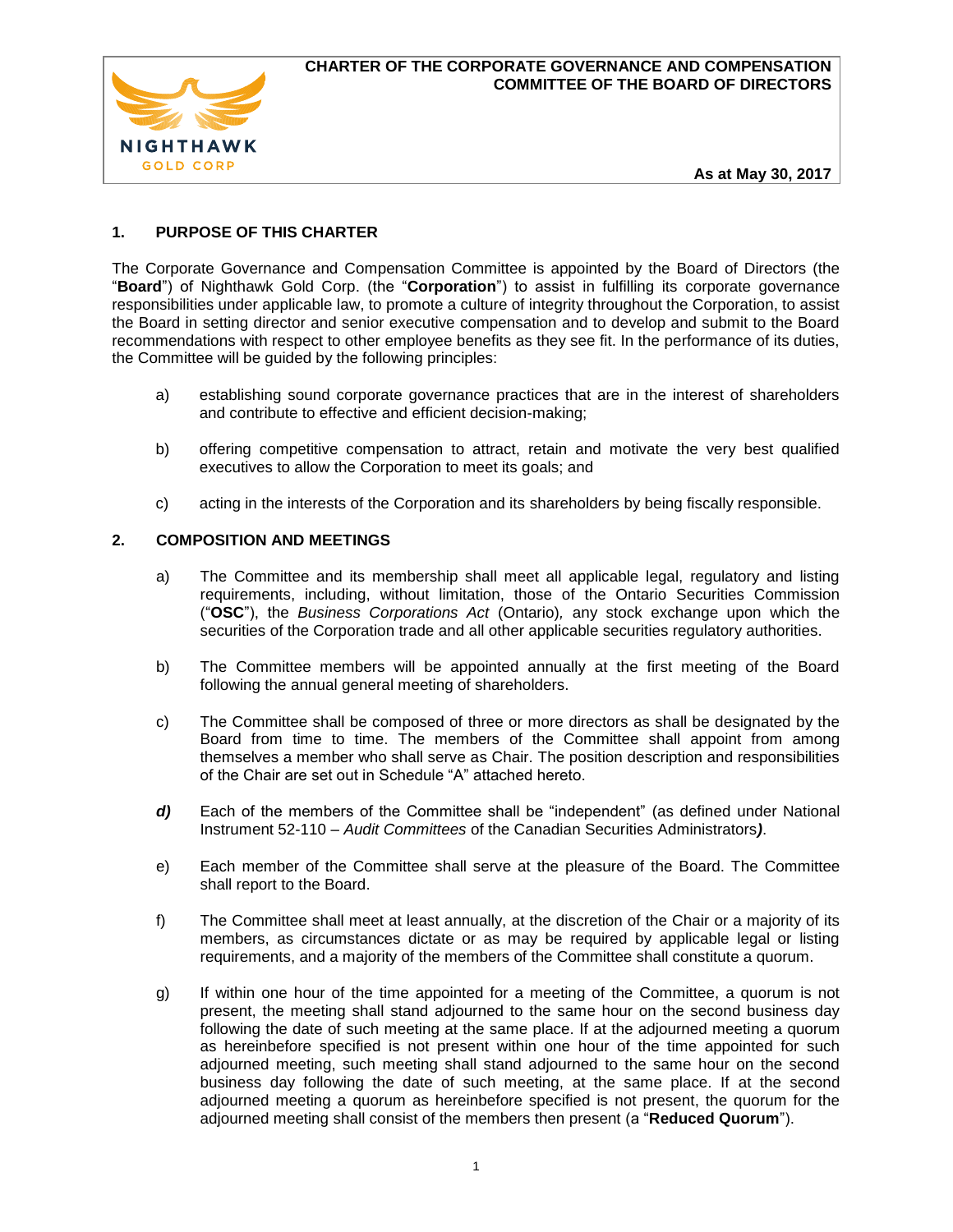# CHARTER OF THE CORPORATE GOVERNANCE AND COMPENSATION COMMITTEE OF THE BOARD OF DIRECTORS

NIGHTHAWK GOLD CORP

**As at May 30, 2017**

## 1. PURPOSE OF THIS CHARTER

The Corporate Governance and Compensation Committee is appointed by the Board of Directors (the "**Board**") of Nighthawk Gold Corp. (the "**Corporation**") to assist in fulfilling its corporate governance responsibilities under applicable law, to promote a culture of integrity throughout the Corporation, to assist the Board in setting director and senior executive compensation and to develop and submit to the Board recommendations with respect to other employee benefits as they see fit. In the performance of its duties, the Committee will be guided by the following principles:

a) establishing sound corporate governance practices that are in the interest of shareholders and contribute to effective and efficient decision-making;

b) offering competitive compensation to attract, retain and motivate the very best qualified executives to allow the Corporation to meet its goals; and

c) acting in the interests of the Corporation and its shareholders by being fiscally responsible.

## 2. COMPOSITION AND MEETINGS

a) The Committee and its membership shall meet all applicable legal, regulatory and listing requirements, including, without limitation, those of the Ontario Securities Commission ("**OSC**"), the *Business Corporations Act* (Ontario), any stock exchange upon which the securities of the Corporation trade and all other applicable securities regulatory authorities.

b) The Committee members will be appointed annually at the first meeting of the Board following the annual general meeting of shareholders.

c) The Committee shall be composed of three or more directors as shall be designated by the Board from time to time. The members of the Committee shall appoint from among themselves a member who shall serve as Chair. The position description and responsibilities of the Chair are set out in Schedule "A" attached hereto.

***d)*** Each of the members of the Committee shall be "independent" (as defined under National Instrument 52-110 – *Audit Committees* of the Canadian Securities Administrators***)***.

e) Each member of the Committee shall serve at the pleasure of the Board. The Committee shall report to the Board.

f) The Committee shall meet at least annually, at the discretion of the Chair or a majority of its members, as circumstances dictate or as may be required by applicable legal or listing requirements, and a majority of the members of the Committee shall constitute a quorum.

g) If within one hour of the time appointed for a meeting of the Committee, a quorum is not present, the meeting shall stand adjourned to the same hour on the second business day following the date of such meeting at the same place. If at the adjourned meeting a quorum as hereinbefore specified is not present within one hour of the time appointed for such adjourned meeting, such meeting shall stand adjourned to the same hour on the second business day following the date of such meeting, at the same place. If at the second adjourned meeting a quorum as hereinbefore specified is not present, the quorum for the adjourned meeting shall consist of the members then present (a "**Reduced Quorum**").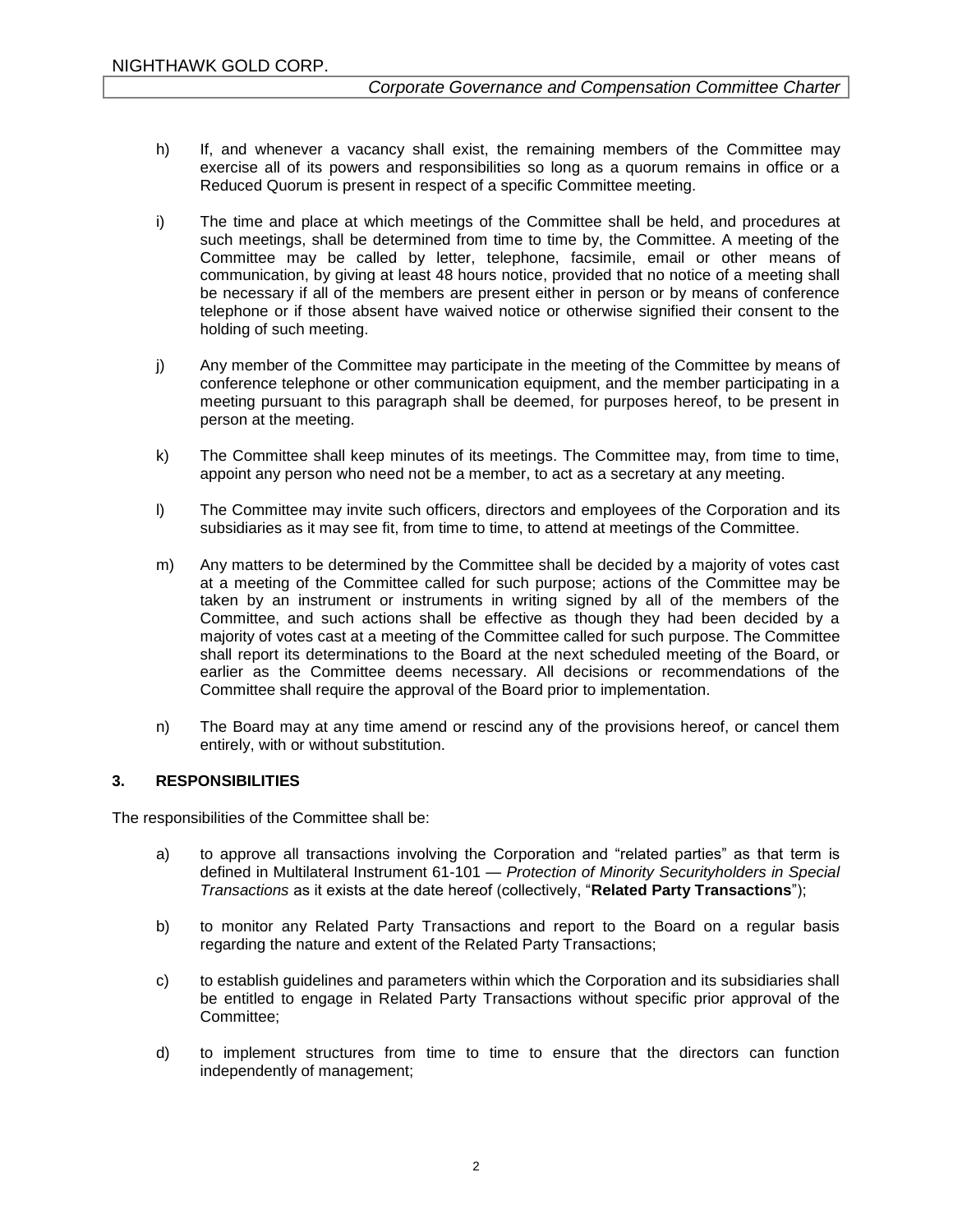h) If, and whenever a vacancy shall exist, the remaining members of the Committee may exercise all of its powers and responsibilities so long as a quorum remains in office or a Reduced Quorum is present in respect of a specific Committee meeting.

i) The time and place at which meetings of the Committee shall be held, and procedures at such meetings, shall be determined from time to time by, the Committee. A meeting of the Committee may be called by letter, telephone, facsimile, email or other means of communication, by giving at least 48 hours notice, provided that no notice of a meeting shall be necessary if all of the members are present either in person or by means of conference telephone or if those absent have waived notice or otherwise signified their consent to the holding of such meeting.

j) Any member of the Committee may participate in the meeting of the Committee by means of conference telephone or other communication equipment, and the member participating in a meeting pursuant to this paragraph shall be deemed, for purposes hereof, to be present in person at the meeting.

k) The Committee shall keep minutes of its meetings. The Committee may, from time to time, appoint any person who need not be a member, to act as a secretary at any meeting.

l) The Committee may invite such officers, directors and employees of the Corporation and its subsidiaries as it may see fit, from time to time, to attend at meetings of the Committee.

m) Any matters to be determined by the Committee shall be decided by a majority of votes cast at a meeting of the Committee called for such purpose; actions of the Committee may be taken by an instrument or instruments in writing signed by all of the members of the Committee, and such actions shall be effective as though they had been decided by a majority of votes cast at a meeting of the Committee called for such purpose. The Committee shall report its determinations to the Board at the next scheduled meeting of the Board, or earlier as the Committee deems necessary. All decisions or recommendations of the Committee shall require the approval of the Board prior to implementation.

n) The Board may at any time amend or rescind any of the provisions hereof, or cancel them entirely, with or without substitution.

## 3. RESPONSIBILITIES

The responsibilities of the Committee shall be:

a) to approve all transactions involving the Corporation and "related parties" as that term is defined in Multilateral Instrument 61-101 — *Protection of Minority Securityholders in Special Transactions* as it exists at the date hereof (collectively, "**Related Party Transactions**");

b) to monitor any Related Party Transactions and report to the Board on a regular basis regarding the nature and extent of the Related Party Transactions;

c) to establish guidelines and parameters within which the Corporation and its subsidiaries shall be entitled to engage in Related Party Transactions without specific prior approval of the Committee;

d) to implement structures from time to time to ensure that the directors can function independently of management;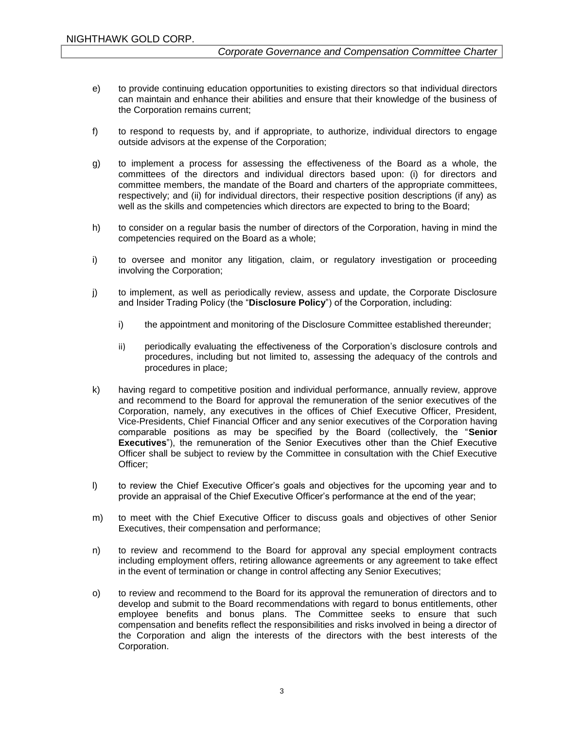e) to provide continuing education opportunities to existing directors so that individual directors can maintain and enhance their abilities and ensure that their knowledge of the business of the Corporation remains current;

f) to respond to requests by, and if appropriate, to authorize, individual directors to engage outside advisors at the expense of the Corporation;

g) to implement a process for assessing the effectiveness of the Board as a whole, the committees of the directors and individual directors based upon: (i) for directors and committee members, the mandate of the Board and charters of the appropriate committees, respectively; and (ii) for individual directors, their respective position descriptions (if any) as well as the skills and competencies which directors are expected to bring to the Board;

h) to consider on a regular basis the number of directors of the Corporation, having in mind the competencies required on the Board as a whole;

i) to oversee and monitor any litigation, claim, or regulatory investigation or proceeding involving the Corporation;

j) to implement, as well as periodically review, assess and update, the Corporate Disclosure and Insider Trading Policy (the "**Disclosure Policy**") of the Corporation, including:

   i) the appointment and monitoring of the Disclosure Committee established thereunder;

   ii) periodically evaluating the effectiveness of the Corporation's disclosure controls and procedures, including but not limited to, assessing the adequacy of the controls and procedures in place;

k) having regard to competitive position and individual performance, annually review, approve and recommend to the Board for approval the remuneration of the senior executives of the Corporation, namely, any executives in the offices of Chief Executive Officer, President, Vice-Presidents, Chief Financial Officer and any senior executives of the Corporation having comparable positions as may be specified by the Board (collectively, the "**Senior Executives**"), the remuneration of the Senior Executives other than the Chief Executive Officer shall be subject to review by the Committee in consultation with the Chief Executive Officer;

l) to review the Chief Executive Officer's goals and objectives for the upcoming year and to provide an appraisal of the Chief Executive Officer's performance at the end of the year;

m) to meet with the Chief Executive Officer to discuss goals and objectives of other Senior Executives, their compensation and performance;

n) to review and recommend to the Board for approval any special employment contracts including employment offers, retiring allowance agreements or any agreement to take effect in the event of termination or change in control affecting any Senior Executives;

o) to review and recommend to the Board for its approval the remuneration of directors and to develop and submit to the Board recommendations with regard to bonus entitlements, other employee benefits and bonus plans. The Committee seeks to ensure that such compensation and benefits reflect the responsibilities and risks involved in being a director of the Corporation and align the interests of the directors with the best interests of the Corporation.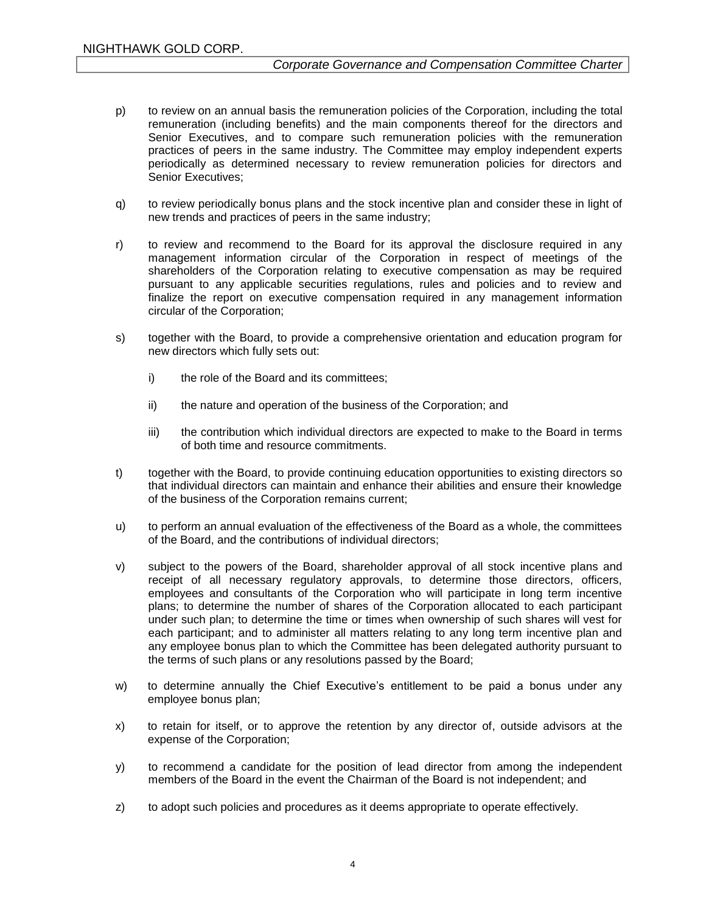p) to review on an annual basis the remuneration policies of the Corporation, including the total remuneration (including benefits) and the main components thereof for the directors and Senior Executives, and to compare such remuneration policies with the remuneration practices of peers in the same industry. The Committee may employ independent experts periodically as determined necessary to review remuneration policies for directors and Senior Executives;

q) to review periodically bonus plans and the stock incentive plan and consider these in light of new trends and practices of peers in the same industry;

r) to review and recommend to the Board for its approval the disclosure required in any management information circular of the Corporation in respect of meetings of the shareholders of the Corporation relating to executive compensation as may be required pursuant to any applicable securities regulations, rules and policies and to review and finalize the report on executive compensation required in any management information circular of the Corporation;

s) together with the Board, to provide a comprehensive orientation and education program for new directors which fully sets out:

   i) the role of the Board and its committees;

   ii) the nature and operation of the business of the Corporation; and

   iii) the contribution which individual directors are expected to make to the Board in terms of both time and resource commitments.

t) together with the Board, to provide continuing education opportunities to existing directors so that individual directors can maintain and enhance their abilities and ensure their knowledge of the business of the Corporation remains current;

u) to perform an annual evaluation of the effectiveness of the Board as a whole, the committees of the Board, and the contributions of individual directors;

v) subject to the powers of the Board, shareholder approval of all stock incentive plans and receipt of all necessary regulatory approvals, to determine those directors, officers, employees and consultants of the Corporation who will participate in long term incentive plans; to determine the number of shares of the Corporation allocated to each participant under such plan; to determine the time or times when ownership of such shares will vest for each participant; and to administer all matters relating to any long term incentive plan and any employee bonus plan to which the Committee has been delegated authority pursuant to the terms of such plans or any resolutions passed by the Board;

w) to determine annually the Chief Executive's entitlement to be paid a bonus under any employee bonus plan;

x) to retain for itself, or to approve the retention by any director of, outside advisors at the expense of the Corporation;

y) to recommend a candidate for the position of lead director from among the independent members of the Board in the event the Chairman of the Board is not independent; and

z) to adopt such policies and procedures as it deems appropriate to operate effectively.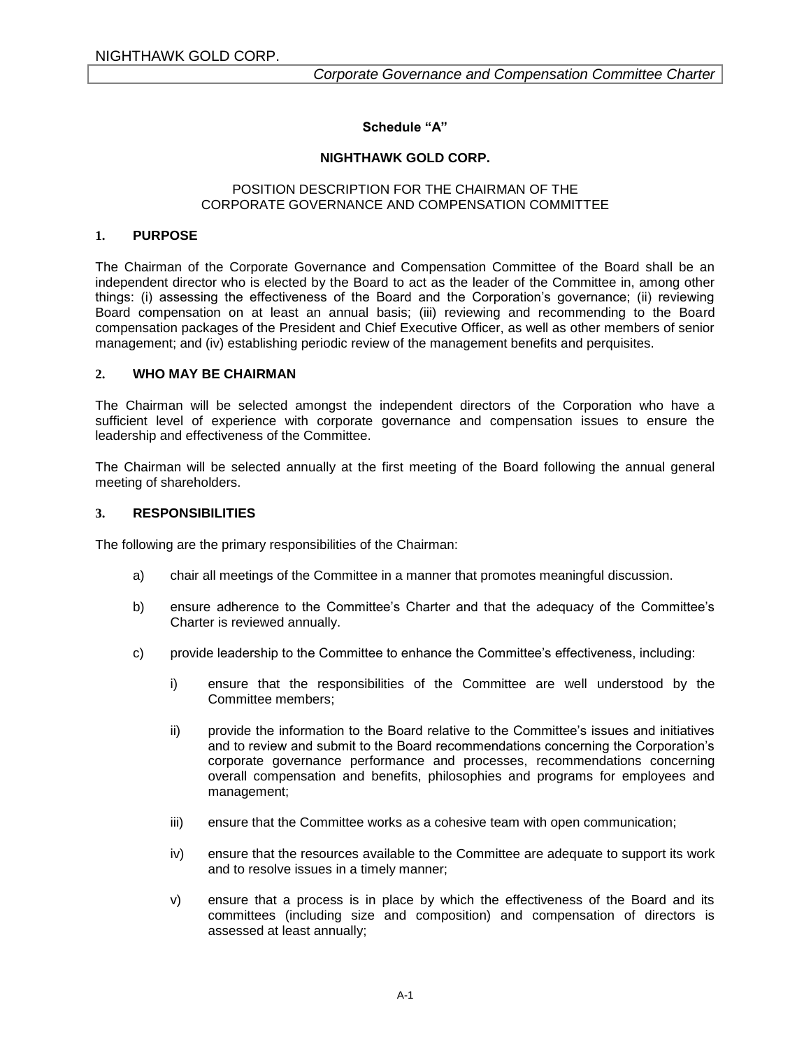**Schedule "A"**

**NIGHTHAWK GOLD CORP.**

POSITION DESCRIPTION FOR THE CHAIRMAN OF THE CORPORATE GOVERNANCE AND COMPENSATION COMMITTEE

## 1. PURPOSE

The Chairman of the Corporate Governance and Compensation Committee of the Board shall be an independent director who is elected by the Board to act as the leader of the Committee in, among other things: (i) assessing the effectiveness of the Board and the Corporation's governance; (ii) reviewing Board compensation on at least an annual basis; (iii) reviewing and recommending to the Board compensation packages of the President and Chief Executive Officer, as well as other members of senior management; and (iv) establishing periodic review of the management benefits and perquisites.

## 2. WHO MAY BE CHAIRMAN

The Chairman will be selected amongst the independent directors of the Corporation who have a sufficient level of experience with corporate governance and compensation issues to ensure the leadership and effectiveness of the Committee.

The Chairman will be selected annually at the first meeting of the Board following the annual general meeting of shareholders.

## 3. RESPONSIBILITIES

The following are the primary responsibilities of the Chairman:

a) chair all meetings of the Committee in a manner that promotes meaningful discussion.

b) ensure adherence to the Committee's Charter and that the adequacy of the Committee's Charter is reviewed annually.

c) provide leadership to the Committee to enhance the Committee's effectiveness, including:

   i) ensure that the responsibilities of the Committee are well understood by the Committee members;

   ii) provide the information to the Board relative to the Committee's issues and initiatives and to review and submit to the Board recommendations concerning the Corporation's corporate governance performance and processes, recommendations concerning overall compensation and benefits, philosophies and programs for employees and management;

   iii) ensure that the Committee works as a cohesive team with open communication;

   iv) ensure that the resources available to the Committee are adequate to support its work and to resolve issues in a timely manner;

   v) ensure that a process is in place by which the effectiveness of the Board and its committees (including size and composition) and compensation of directors is assessed at least annually;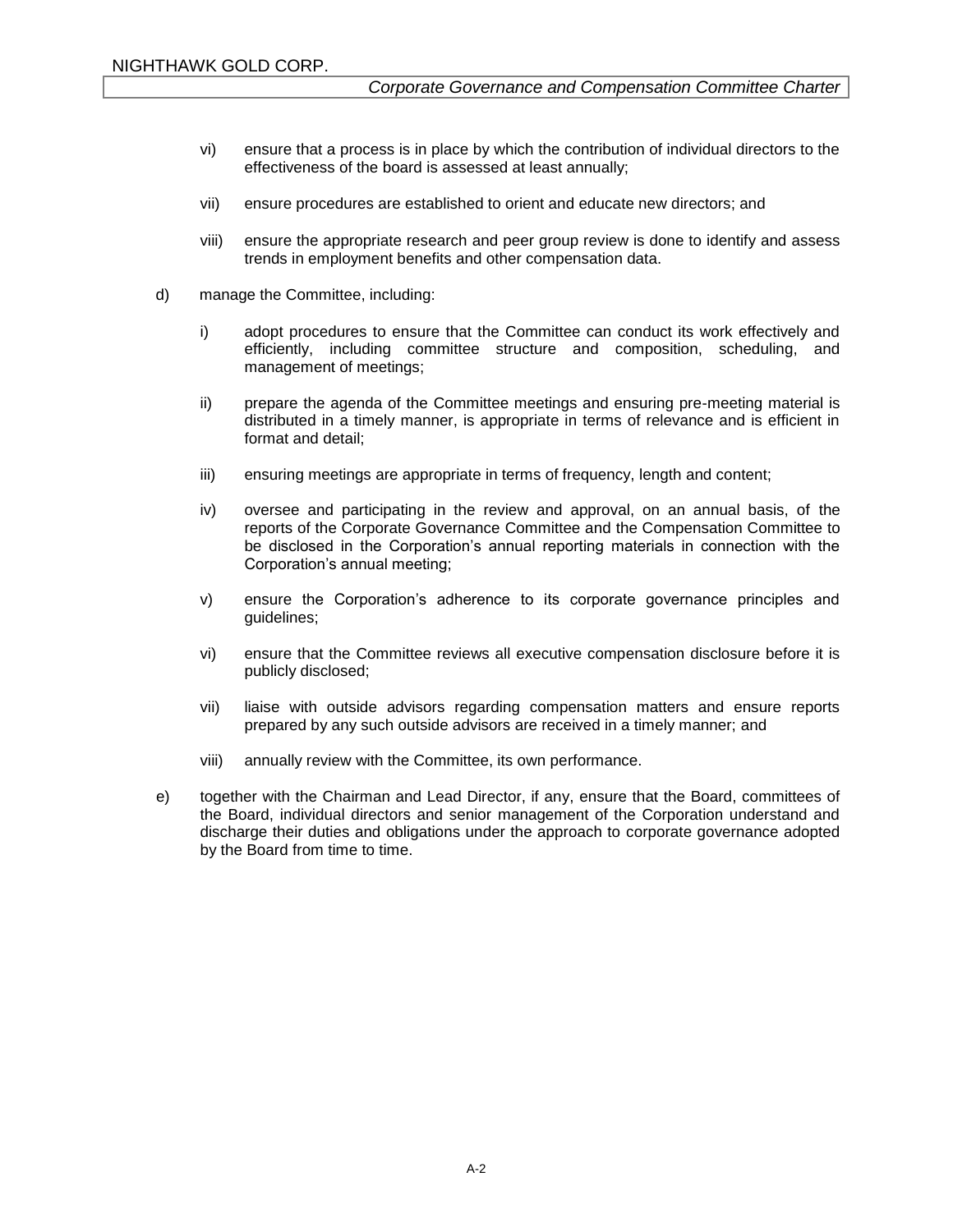vi) ensure that a process is in place by which the contribution of individual directors to the effectiveness of the board is assessed at least annually;

vii) ensure procedures are established to orient and educate new directors; and

viii) ensure the appropriate research and peer group review is done to identify and assess trends in employment benefits and other compensation data.

d) manage the Committee, including:

i) adopt procedures to ensure that the Committee can conduct its work effectively and efficiently, including committee structure and composition, scheduling, and management of meetings;

ii) prepare the agenda of the Committee meetings and ensuring pre-meeting material is distributed in a timely manner, is appropriate in terms of relevance and is efficient in format and detail;

iii) ensuring meetings are appropriate in terms of frequency, length and content;

iv) oversee and participating in the review and approval, on an annual basis, of the reports of the Corporate Governance Committee and the Compensation Committee to be disclosed in the Corporation's annual reporting materials in connection with the Corporation's annual meeting;

v) ensure the Corporation's adherence to its corporate governance principles and guidelines;

vi) ensure that the Committee reviews all executive compensation disclosure before it is publicly disclosed;

vii) liaise with outside advisors regarding compensation matters and ensure reports prepared by any such outside advisors are received in a timely manner; and

viii) annually review with the Committee, its own performance.

e) together with the Chairman and Lead Director, if any, ensure that the Board, committees of the Board, individual directors and senior management of the Corporation understand and discharge their duties and obligations under the approach to corporate governance adopted by the Board from time to time.